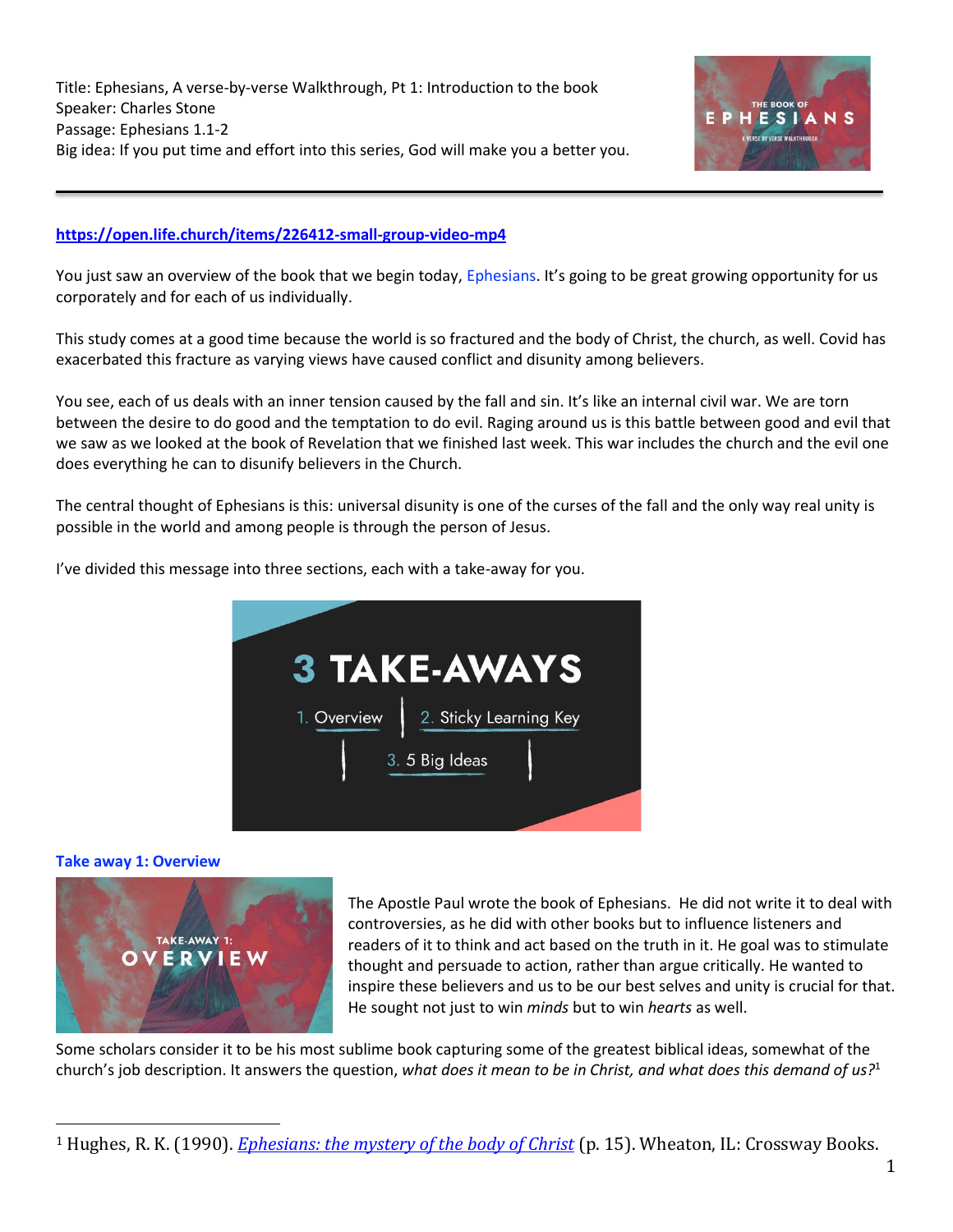Title: Ephesians, A verse-by-verse Walkthrough, Pt 1: Introduction to the book
Speaker: Charles Stone
Passage: Ephesians 1.1-2
Big idea: If you put time and effort into this series, God will make you a better you.

---

**https://open.life.church/items/226412-small-group-video-mp4**

You just saw an overview of the book that we begin today, Ephesians. It's going to be great growing opportunity for us corporately and for each of us individually.

This study comes at a good time because the world is so fractured and the body of Christ, the church, as well. Covid has exacerbated this fracture as varying views have caused conflict and disunity among believers.

You see, each of us deals with an inner tension caused by the fall and sin. It's like an internal civil war. We are torn between the desire to do good and the temptation to do evil. Raging around us is this battle between good and evil that we saw as we looked at the book of Revelation that we finished last week. This war includes the church and the evil one does everything he can to disunify believers in the Church.

The central thought of Ephesians is this: universal disunity is one of the curses of the fall and the only way real unity is possible in the world and among people is through the person of Jesus.

I've divided this message into three sections, each with a take-away for you.

**Take away 1: Overview**

The Apostle Paul wrote the book of Ephesians. He did not write it to deal with controversies, as he did with other books but to influence listeners and readers of it to think and act based on the truth in it. He goal was to stimulate thought and persuade to action, rather than argue critically. He wanted to inspire these believers and us to be our best selves and unity is crucial for that. He sought not just to win *minds* but to win *hearts* as well.

Some scholars consider it to be his most sublime book capturing some of the greatest biblical ideas, somewhat of the church's job description. It answers the question, *what does it mean to be in Christ, and what does this demand of us?*[1]

---

[1] Hughes, R. K. (1990). *Ephesians: the mystery of the body of Christ* (p. 15). Wheaton, IL: Crossway Books.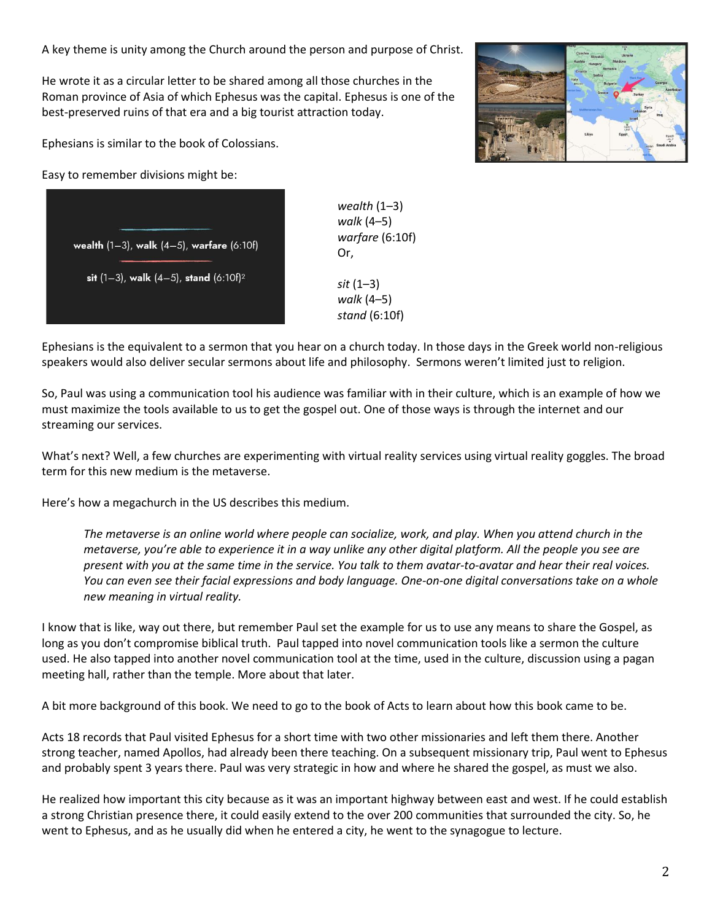A key theme is unity among the Church around the person and purpose of Christ.

He wrote it as a circular letter to be shared among all those churches in the Roman province of Asia of which Ephesus was the capital. Ephesus is one of the best-preserved ruins of that era and a big tourist attraction today.

Ephesians is similar to the book of Colossians.

Easy to remember divisions might be:

*wealth* (1–3)
*walk* (4–5)
*warfare* (6:10f)
Or,

*sit* (1–3)
*walk* (4–5)
*stand* (6:10f)

Ephesians is the equivalent to a sermon that you hear on a church today. In those days in the Greek world non-religious speakers would also deliver secular sermons about life and philosophy. Sermons weren't limited just to religion.

So, Paul was using a communication tool his audience was familiar with in their culture, which is an example of how we must maximize the tools available to us to get the gospel out. One of those ways is through the internet and our streaming our services.

What's next? Well, a few churches are experimenting with virtual reality services using virtual reality goggles. The broad term for this new medium is the metaverse.

Here's how a megachurch in the US describes this medium.

> *The metaverse is an online world where people can socialize, work, and play. When you attend church in the metaverse, you're able to experience it in a way unlike any other digital platform. All the people you see are present with you at the same time in the service. You talk to them avatar-to-avatar and hear their real voices. You can even see their facial expressions and body language. One-on-one digital conversations take on a whole new meaning in virtual reality.*

I know that is like, way out there, but remember Paul set the example for us to use any means to share the Gospel, as long as you don't compromise biblical truth. Paul tapped into novel communication tools like a sermon the culture used. He also tapped into another novel communication tool at the time, used in the culture, discussion using a pagan meeting hall, rather than the temple. More about that later.

A bit more background of this book. We need to go to the book of Acts to learn about how this book came to be.

Acts 18 records that Paul visited Ephesus for a short time with two other missionaries and left them there. Another strong teacher, named Apollos, had already been there teaching. On a subsequent missionary trip, Paul went to Ephesus and probably spent 3 years there. Paul was very strategic in how and where he shared the gospel, as must we also.

He realized how important this city because as it was an important highway between east and west. If he could establish a strong Christian presence there, it could easily extend to the over 200 communities that surrounded the city. So, he went to Ephesus, and as he usually did when he entered a city, he went to the synagogue to lecture.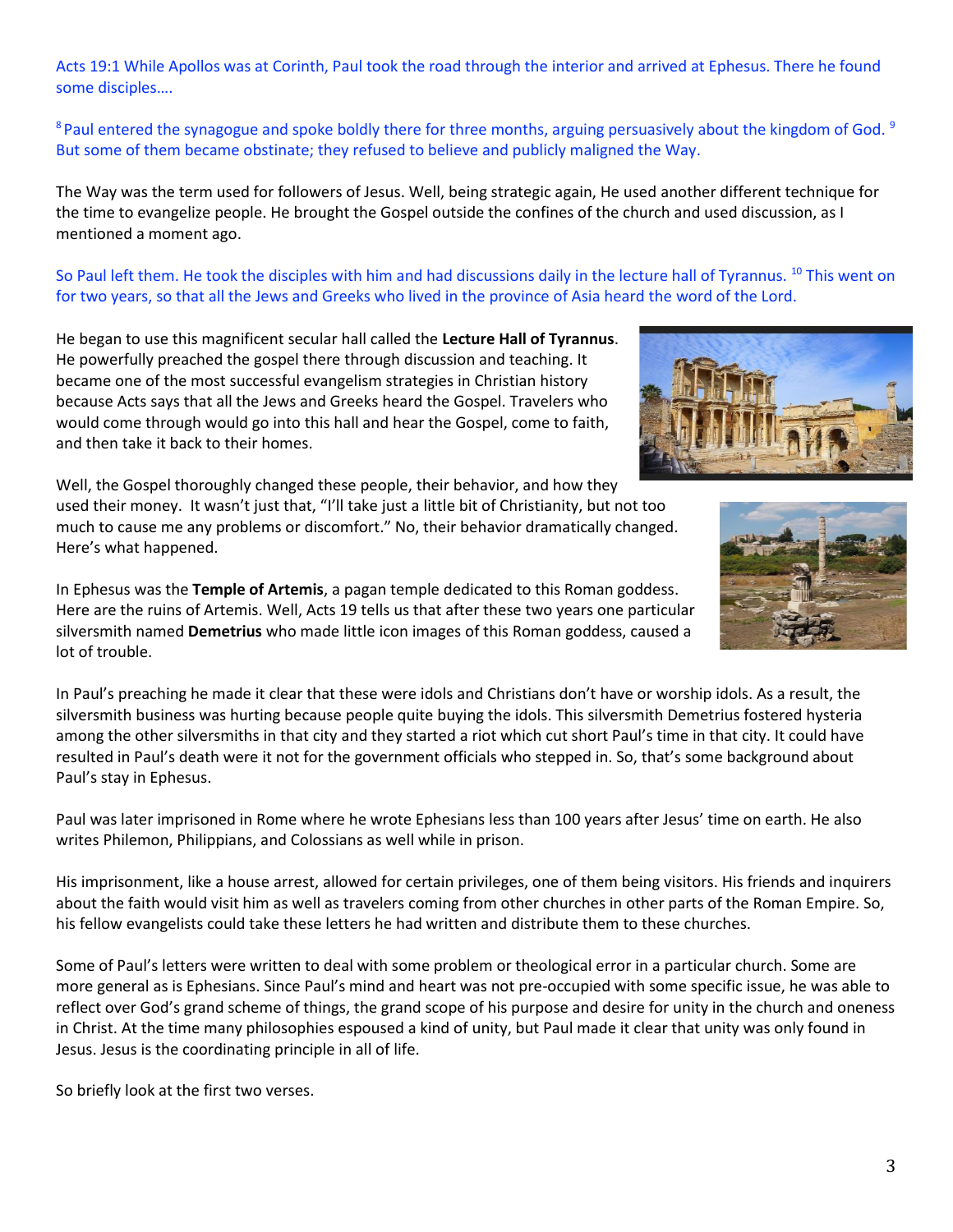Acts 19:1 While Apollos was at Corinth, Paul took the road through the interior and arrived at Ephesus. There he found some disciples….

[8] Paul entered the synagogue and spoke boldly there for three months, arguing persuasively about the kingdom of God. [9] But some of them became obstinate; they refused to believe and publicly maligned the Way.

The Way was the term used for followers of Jesus. Well, being strategic again, He used another different technique for the time to evangelize people. He brought the Gospel outside the confines of the church and used discussion, as I mentioned a moment ago.

So Paul left them. He took the disciples with him and had discussions daily in the lecture hall of Tyrannus. [10] This went on for two years, so that all the Jews and Greeks who lived in the province of Asia heard the word of the Lord.

He began to use this magnificent secular hall called the **Lecture Hall of Tyrannus**. He powerfully preached the gospel there through discussion and teaching. It became one of the most successful evangelism strategies in Christian history because Acts says that all the Jews and Greeks heard the Gospel. Travelers who would come through would go into this hall and hear the Gospel, come to faith, and then take it back to their homes.

Well, the Gospel thoroughly changed these people, their behavior, and how they used their money. It wasn't just that, "I'll take just a little bit of Christianity, but not too much to cause me any problems or discomfort." No, their behavior dramatically changed. Here's what happened.

In Ephesus was the **Temple of Artemis**, a pagan temple dedicated to this Roman goddess. Here are the ruins of Artemis. Well, Acts 19 tells us that after these two years one particular silversmith named **Demetrius** who made little icon images of this Roman goddess, caused a lot of trouble.

In Paul's preaching he made it clear that these were idols and Christians don't have or worship idols. As a result, the silversmith business was hurting because people quite buying the idols. This silversmith Demetrius fostered hysteria among the other silversmiths in that city and they started a riot which cut short Paul's time in that city. It could have resulted in Paul's death were it not for the government officials who stepped in. So, that's some background about Paul's stay in Ephesus.

Paul was later imprisoned in Rome where he wrote Ephesians less than 100 years after Jesus' time on earth. He also writes Philemon, Philippians, and Colossians as well while in prison.

His imprisonment, like a house arrest, allowed for certain privileges, one of them being visitors. His friends and inquirers about the faith would visit him as well as travelers coming from other churches in other parts of the Roman Empire. So, his fellow evangelists could take these letters he had written and distribute them to these churches.

Some of Paul's letters were written to deal with some problem or theological error in a particular church. Some are more general as is Ephesians. Since Paul's mind and heart was not pre-occupied with some specific issue, he was able to reflect over God's grand scheme of things, the grand scope of his purpose and desire for unity in the church and oneness in Christ. At the time many philosophies espoused a kind of unity, but Paul made it clear that unity was only found in Jesus. Jesus is the coordinating principle in all of life.

So briefly look at the first two verses.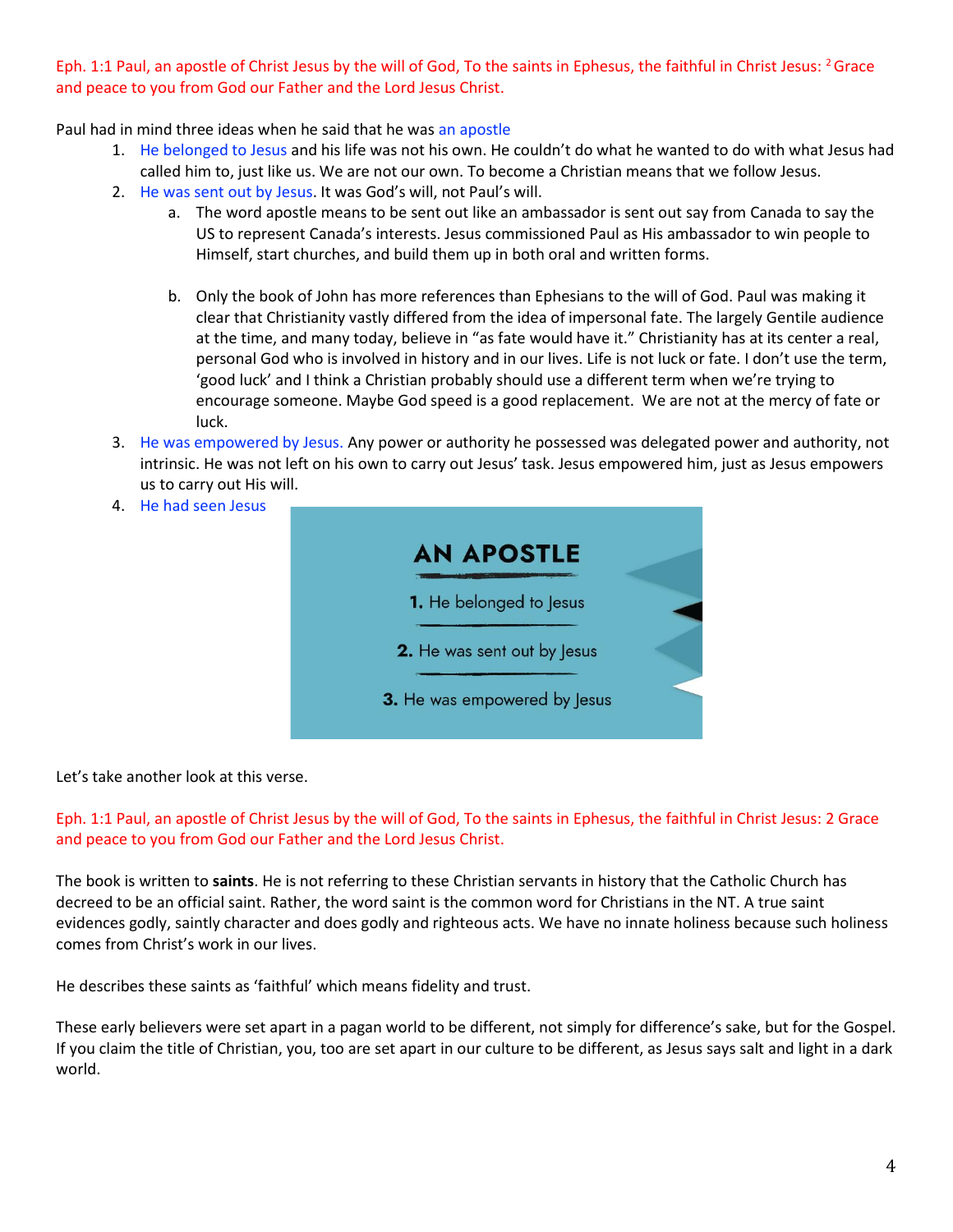Eph. 1:1 Paul, an apostle of Christ Jesus by the will of God, To the saints in Ephesus, the faithful in Christ Jesus: 2 Grace and peace to you from God our Father and the Lord Jesus Christ.

Paul had in mind three ideas when he said that he was an apostle

1. He belonged to Jesus and his life was not his own. He couldn't do what he wanted to do with what Jesus had called him to, just like us. We are not our own. To become a Christian means that we follow Jesus.
2. He was sent out by Jesus. It was God's will, not Paul's will.
   a. The word apostle means to be sent out like an ambassador is sent out say from Canada to say the US to represent Canada's interests. Jesus commissioned Paul as His ambassador to win people to Himself, start churches, and build them up in both oral and written forms.
   b. Only the book of John has more references than Ephesians to the will of God. Paul was making it clear that Christianity vastly differed from the idea of impersonal fate. The largely Gentile audience at the time, and many today, believe in "as fate would have it." Christianity has at its center a real, personal God who is involved in history and in our lives. Life is not luck or fate. I don't use the term, 'good luck' and I think a Christian probably should use a different term when we're trying to encourage someone. Maybe God speed is a good replacement. We are not at the mercy of fate or luck.
3. He was empowered by Jesus. Any power or authority he possessed was delegated power and authority, not intrinsic. He was not left on his own to carry out Jesus' task. Jesus empowered him, just as Jesus empowers us to carry out His will.
4. He had seen Jesus

**AN APOSTLE**

1. He belonged to Jesus
2. He was sent out by Jesus
3. He was empowered by Jesus

Let's take another look at this verse.

Eph. 1:1 Paul, an apostle of Christ Jesus by the will of God, To the saints in Ephesus, the faithful in Christ Jesus: 2 Grace and peace to you from God our Father and the Lord Jesus Christ.

The book is written to **saints**. He is not referring to these Christian servants in history that the Catholic Church has decreed to be an official saint. Rather, the word saint is the common word for Christians in the NT. A true saint evidences godly, saintly character and does godly and righteous acts. We have no innate holiness because such holiness comes from Christ's work in our lives.

He describes these saints as 'faithful' which means fidelity and trust.

These early believers were set apart in a pagan world to be different, not simply for difference's sake, but for the Gospel. If you claim the title of Christian, you, too are set apart in our culture to be different, as Jesus says salt and light in a dark world.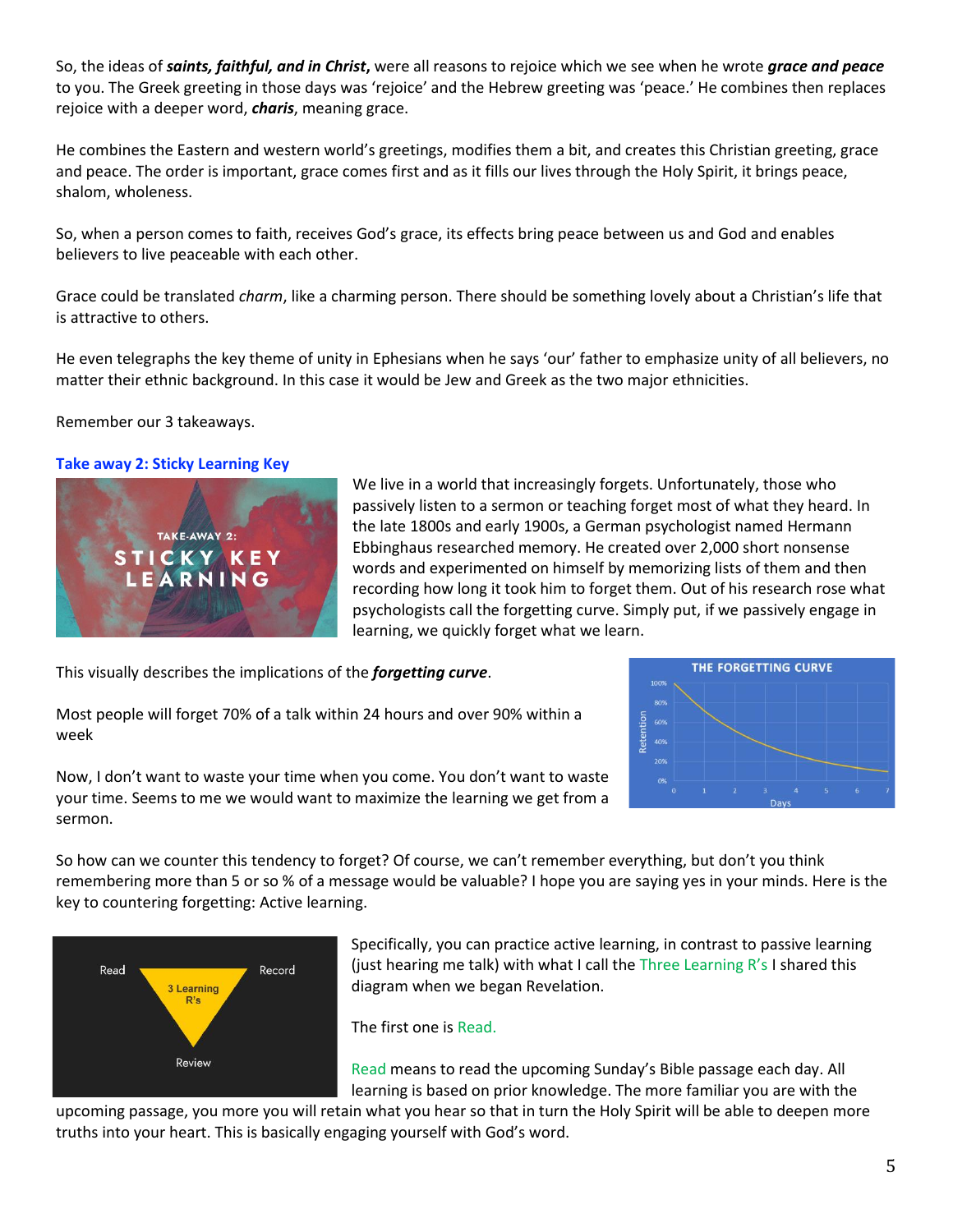So, the ideas of ***saints, faithful, and in Christ***, were all reasons to rejoice which we see when he wrote ***grace and peace*** to you. The Greek greeting in those days was 'rejoice' and the Hebrew greeting was 'peace.' He combines then replaces rejoice with a deeper word, ***charis***, meaning grace.

He combines the Eastern and western world's greetings, modifies them a bit, and creates this Christian greeting, grace and peace. The order is important, grace comes first and as it fills our lives through the Holy Spirit, it brings peace, shalom, wholeness.

So, when a person comes to faith, receives God's grace, its effects bring peace between us and God and enables believers to live peaceable with each other.

Grace could be translated *charm*, like a charming person. There should be something lovely about a Christian's life that is attractive to others.

He even telegraphs the key theme of unity in Ephesians when he says 'our' father to emphasize unity of all believers, no matter their ethnic background. In this case it would be Jew and Greek as the two major ethnicities.

Remember our 3 takeaways.

### Take away 2: Sticky Learning Key

We live in a world that increasingly forgets. Unfortunately, those who passively listen to a sermon or teaching forget most of what they heard. In the late 1800s and early 1900s, a German psychologist named Hermann Ebbinghaus researched memory. He created over 2,000 short nonsense words and experimented on himself by memorizing lists of them and then recording how long it took him to forget them. Out of his research rose what psychologists call the forgetting curve. Simply put, if we passively engage in learning, we quickly forget what we learn.

This visually describes the implications of the ***forgetting curve***.

Most people will forget 70% of a talk within 24 hours and over 90% within a week

Now, I don't want to waste your time when you come. You don't want to waste your time. Seems to me we would want to maximize the learning we get from a sermon.

So how can we counter this tendency to forget? Of course, we can't remember everything, but don't you think remembering more than 5 or so % of a message would be valuable? I hope you are saying yes in your minds. Here is the key to countering forgetting: Active learning.

Specifically, you can practice active learning, in contrast to passive learning (just hearing me talk) with what I call the Three Learning R's I shared this diagram when we began Revelation.

The first one is Read.

Read means to read the upcoming Sunday's Bible passage each day. All learning is based on prior knowledge. The more familiar you are with the upcoming passage, you more you will retain what you hear so that in turn the Holy Spirit will be able to deepen more truths into your heart. This is basically engaging yourself with God's word.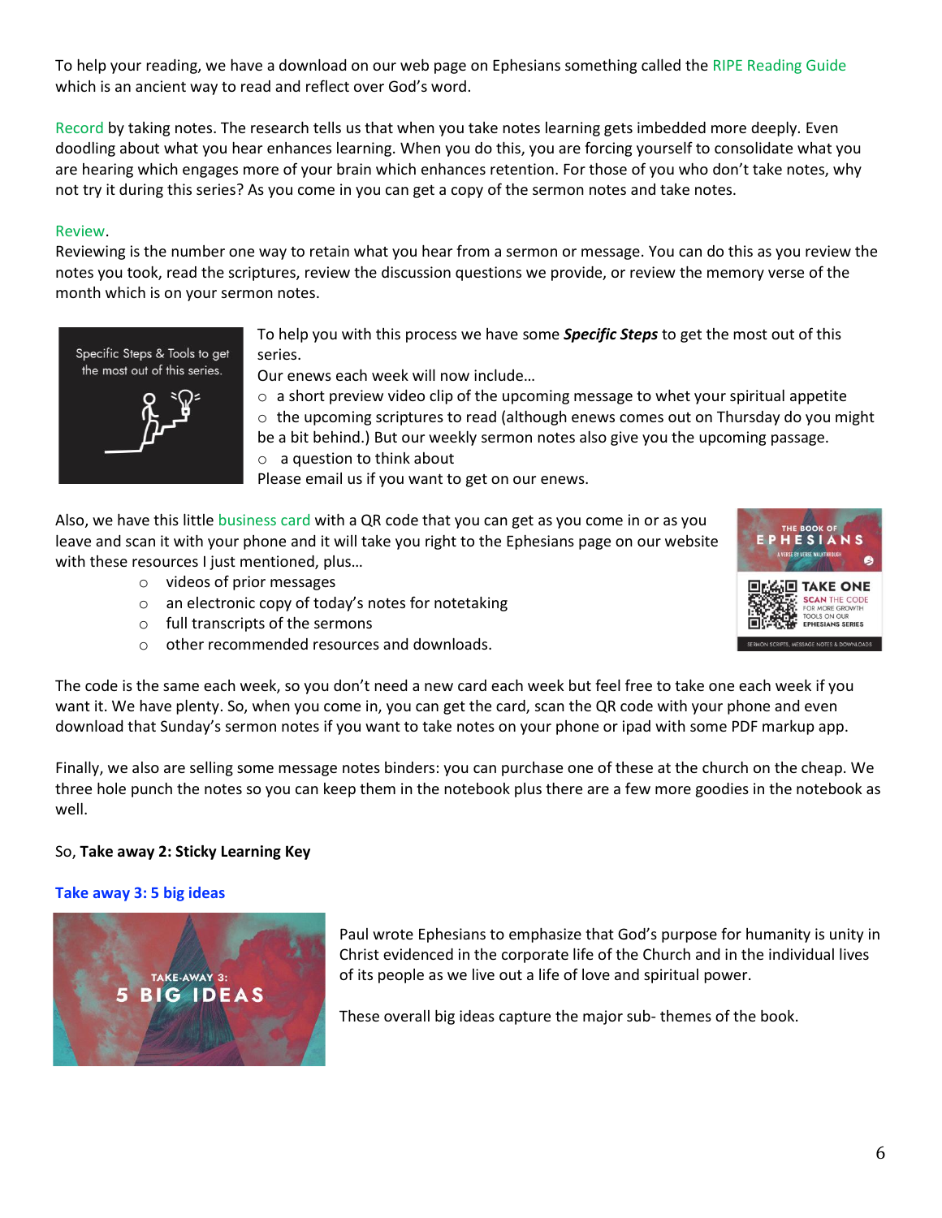To help your reading, we have a download on our web page on Ephesians something called the RIPE Reading Guide which is an ancient way to read and reflect over God's word.

Record by taking notes. The research tells us that when you take notes learning gets imbedded more deeply. Even doodling about what you hear enhances learning. When you do this, you are forcing yourself to consolidate what you are hearing which engages more of your brain which enhances retention. For those of you who don't take notes, why not try it during this series? As you come in you can get a copy of the sermon notes and take notes.

Review.

Reviewing is the number one way to retain what you hear from a sermon or message. You can do this as you review the notes you took, read the scriptures, review the discussion questions we provide, or review the memory verse of the month which is on your sermon notes.

To help you with this process we have some ***Specific Steps*** to get the most out of this series.

Our enews each week will now include…

- a short preview video clip of the upcoming message to whet your spiritual appetite
- the upcoming scriptures to read (although enews comes out on Thursday do you might be a bit behind.) But our weekly sermon notes also give you the upcoming passage.
- a question to think about

Please email us if you want to get on our enews.

Also, we have this little business card with a QR code that you can get as you come in or as you leave and scan it with your phone and it will take you right to the Ephesians page on our website with these resources I just mentioned, plus…

- videos of prior messages
- an electronic copy of today's notes for notetaking
- full transcripts of the sermons
- other recommended resources and downloads.

The code is the same each week, so you don't need a new card each week but feel free to take one each week if you want it. We have plenty. So, when you come in, you can get the card, scan the QR code with your phone and even download that Sunday's sermon notes if you want to take notes on your phone or ipad with some PDF markup app.

Finally, we also are selling some message notes binders: you can purchase one of these at the church on the cheap. We three hole punch the notes so you can keep them in the notebook plus there are a few more goodies in the notebook as well.

So, **Take away 2: Sticky Learning Key**

**Take away 3: 5 big ideas**

Paul wrote Ephesians to emphasize that God's purpose for humanity is unity in Christ evidenced in the corporate life of the Church and in the individual lives of its people as we live out a life of love and spiritual power.

These overall big ideas capture the major sub- themes of the book.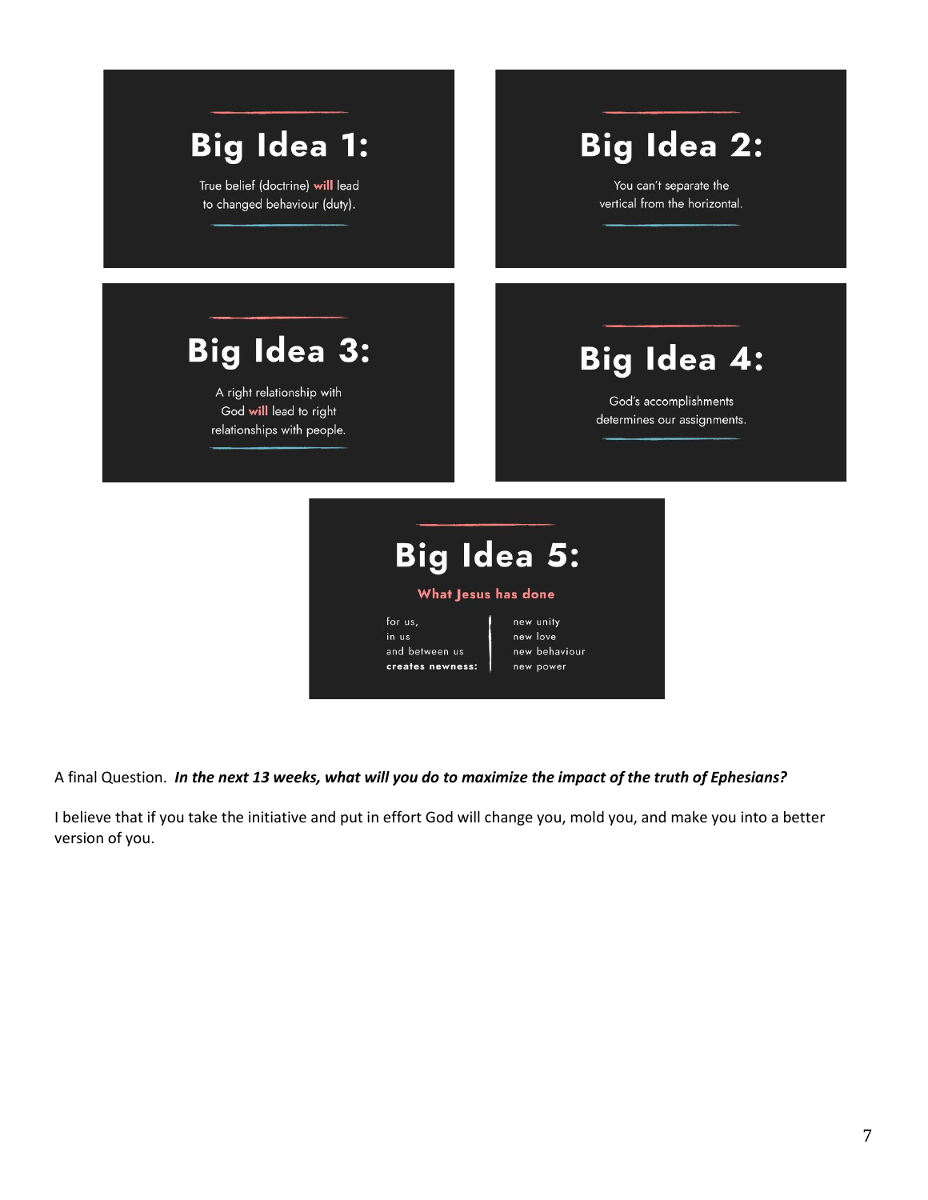## Big Idea 1:

True belief (doctrine) **will** lead to changed behaviour (duty).

## Big Idea 2:

You can't separate the vertical from the horizontal.

## Big Idea 3:

A right relationship with God **will** lead to right relationships with people.

## Big Idea 4:

God's accomplishments determines our assignments.

## Big Idea 5:

**What Jesus has done**

for us,
in us
and between us
**creates newness:**

new unity
new love
new behaviour
new power

A final Question. ***In the next 13 weeks, what will you do to maximize the impact of the truth of Ephesians?***

I believe that if you take the initiative and put in effort God will change you, mold you, and make you into a better version of you.